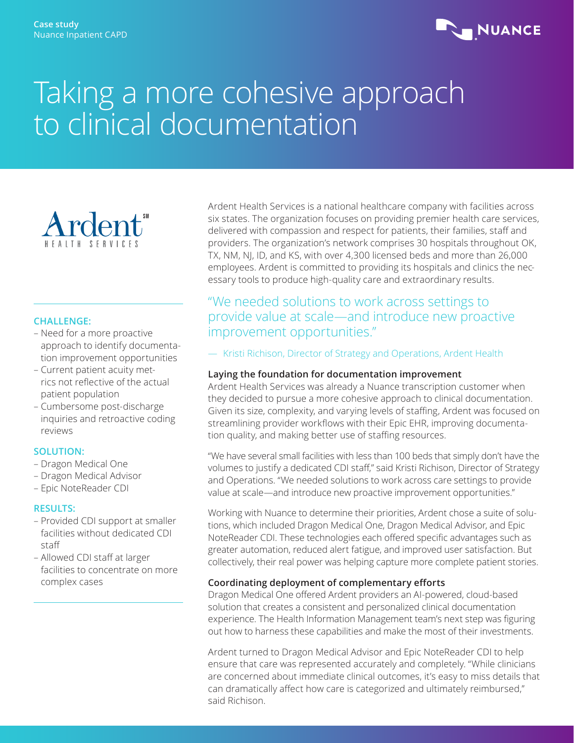Case study
Nuance Inpatient CAPD

# Taking a more cohesive approach to clinical documentation

Ardent Health Services

**CHALLENGE:**

- Need for a more proactive approach to identify documentation improvement opportunities
- Current patient acuity metrics not reflective of the actual patient population
- Cumbersome post-discharge inquiries and retroactive coding reviews

**SOLUTION:**

- Dragon Medical One
- Dragon Medical Advisor
- Epic NoteReader CDI

**RESULTS:**

- Provided CDI support at smaller facilities without dedicated CDI staff
- Allowed CDI staff at larger facilities to concentrate on more complex cases

Ardent Health Services is a national healthcare company with facilities across six states. The organization focuses on providing premier health care services, delivered with compassion and respect for patients, their families, staff and providers. The organization's network comprises 30 hospitals throughout OK, TX, NM, NJ, ID, and KS, with over 4,300 licensed beds and more than 26,000 employees. Ardent is committed to providing its hospitals and clinics the necessary tools to produce high-quality care and extraordinary results.

> "We needed solutions to work across settings to provide value at scale—and introduce new proactive improvement opportunities."
>
> — Kristi Richison, Director of Strategy and Operations, Ardent Health

### Laying the foundation for documentation improvement

Ardent Health Services was already a Nuance transcription customer when they decided to pursue a more cohesive approach to clinical documentation. Given its size, complexity, and varying levels of staffing, Ardent was focused on streamlining provider workflows with their Epic EHR, improving documentation quality, and making better use of staffing resources.

"We have several small facilities with less than 100 beds that simply don't have the volumes to justify a dedicated CDI staff," said Kristi Richison, Director of Strategy and Operations. "We needed solutions to work across care settings to provide value at scale—and introduce new proactive improvement opportunities."

Working with Nuance to determine their priorities, Ardent chose a suite of solutions, which included Dragon Medical One, Dragon Medical Advisor, and Epic NoteReader CDI. These technologies each offered specific advantages such as greater automation, reduced alert fatigue, and improved user satisfaction. But collectively, their real power was helping capture more complete patient stories.

### Coordinating deployment of complementary efforts

Dragon Medical One offered Ardent providers an AI-powered, cloud-based solution that creates a consistent and personalized clinical documentation experience. The Health Information Management team's next step was figuring out how to harness these capabilities and make the most of their investments.

Ardent turned to Dragon Medical Advisor and Epic NoteReader CDI to help ensure that care was represented accurately and completely. "While clinicians are concerned about immediate clinical outcomes, it's easy to miss details that can dramatically affect how care is categorized and ultimately reimbursed," said Richison.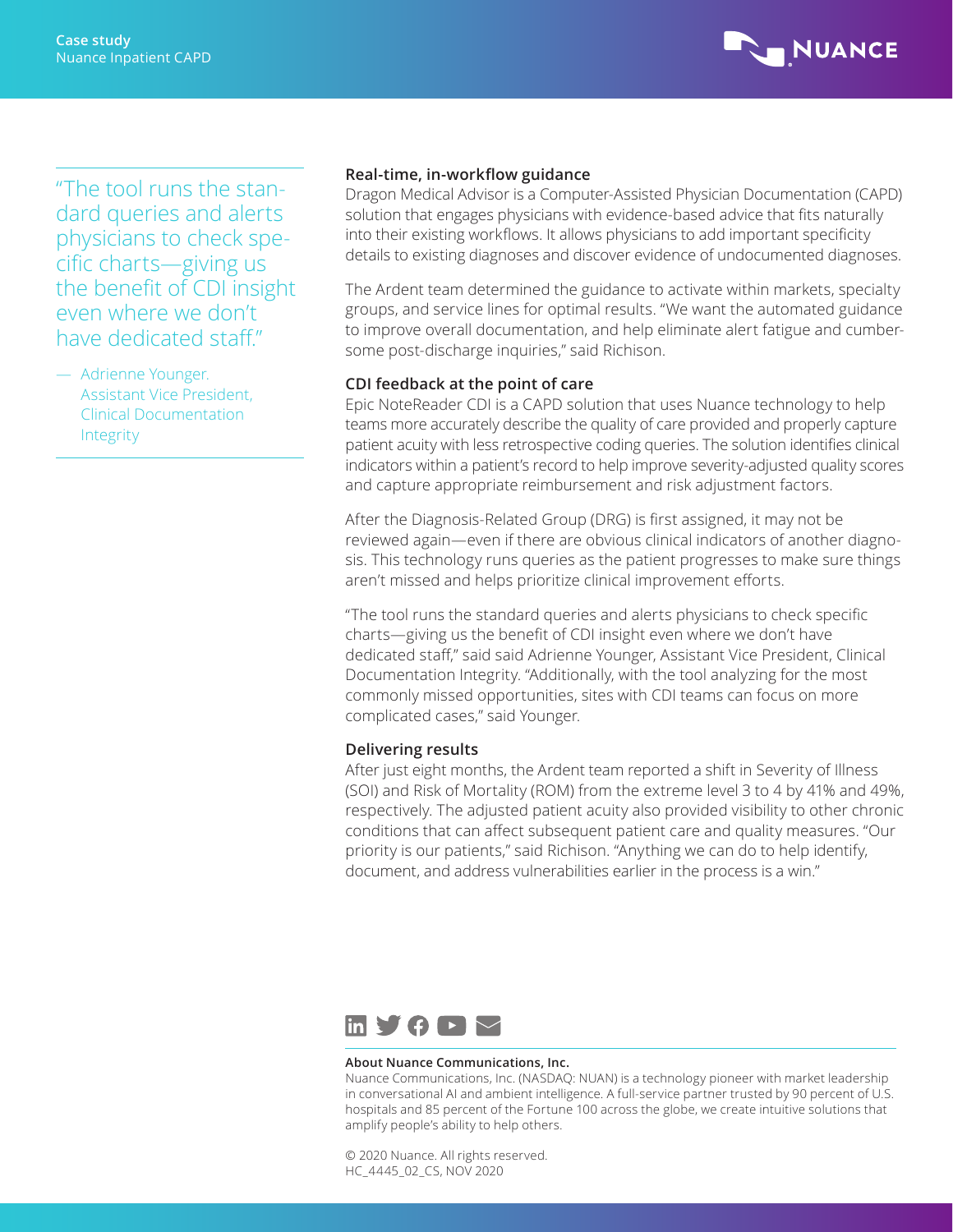"The tool runs the standard queries and alerts physicians to check specific charts—giving us the benefit of CDI insight even where we don't have dedicated staff."

— Adrienne Younger, Assistant Vice President, Clinical Documentation Integrity

### Real-time, in-workflow guidance

Dragon Medical Advisor is a Computer-Assisted Physician Documentation (CAPD) solution that engages physicians with evidence-based advice that fits naturally into their existing workflows. It allows physicians to add important specificity details to existing diagnoses and discover evidence of undocumented diagnoses.

The Ardent team determined the guidance to activate within markets, specialty groups, and service lines for optimal results. "We want the automated guidance to improve overall documentation, and help eliminate alert fatigue and cumbersome post-discharge inquiries," said Richison.

### CDI feedback at the point of care

Epic NoteReader CDI is a CAPD solution that uses Nuance technology to help teams more accurately describe the quality of care provided and properly capture patient acuity with less retrospective coding queries. The solution identifies clinical indicators within a patient's record to help improve severity-adjusted quality scores and capture appropriate reimbursement and risk adjustment factors.

After the Diagnosis-Related Group (DRG) is first assigned, it may not be reviewed again—even if there are obvious clinical indicators of another diagnosis. This technology runs queries as the patient progresses to make sure things aren't missed and helps prioritize clinical improvement efforts.

"The tool runs the standard queries and alerts physicians to check specific charts—giving us the benefit of CDI insight even where we don't have dedicated staff," said said Adrienne Younger, Assistant Vice President, Clinical Documentation Integrity. "Additionally, with the tool analyzing for the most commonly missed opportunities, sites with CDI teams can focus on more complicated cases," said Younger.

### Delivering results

After just eight months, the Ardent team reported a shift in Severity of Illness (SOI) and Risk of Mortality (ROM) from the extreme level 3 to 4 by 41% and 49%, respectively. The adjusted patient acuity also provided visibility to other chronic conditions that can affect subsequent patient care and quality measures. "Our priority is our patients," said Richison. "Anything we can do to help identify, document, and address vulnerabilities earlier in the process is a win."

**About Nuance Communications, Inc.**

Nuance Communications, Inc. (NASDAQ: NUAN) is a technology pioneer with market leadership in conversational AI and ambient intelligence. A full-service partner trusted by 90 percent of U.S. hospitals and 85 percent of the Fortune 100 across the globe, we create intuitive solutions that amplify people's ability to help others.

© 2020 Nuance. All rights reserved.
HC_4445_02_CS, NOV 2020